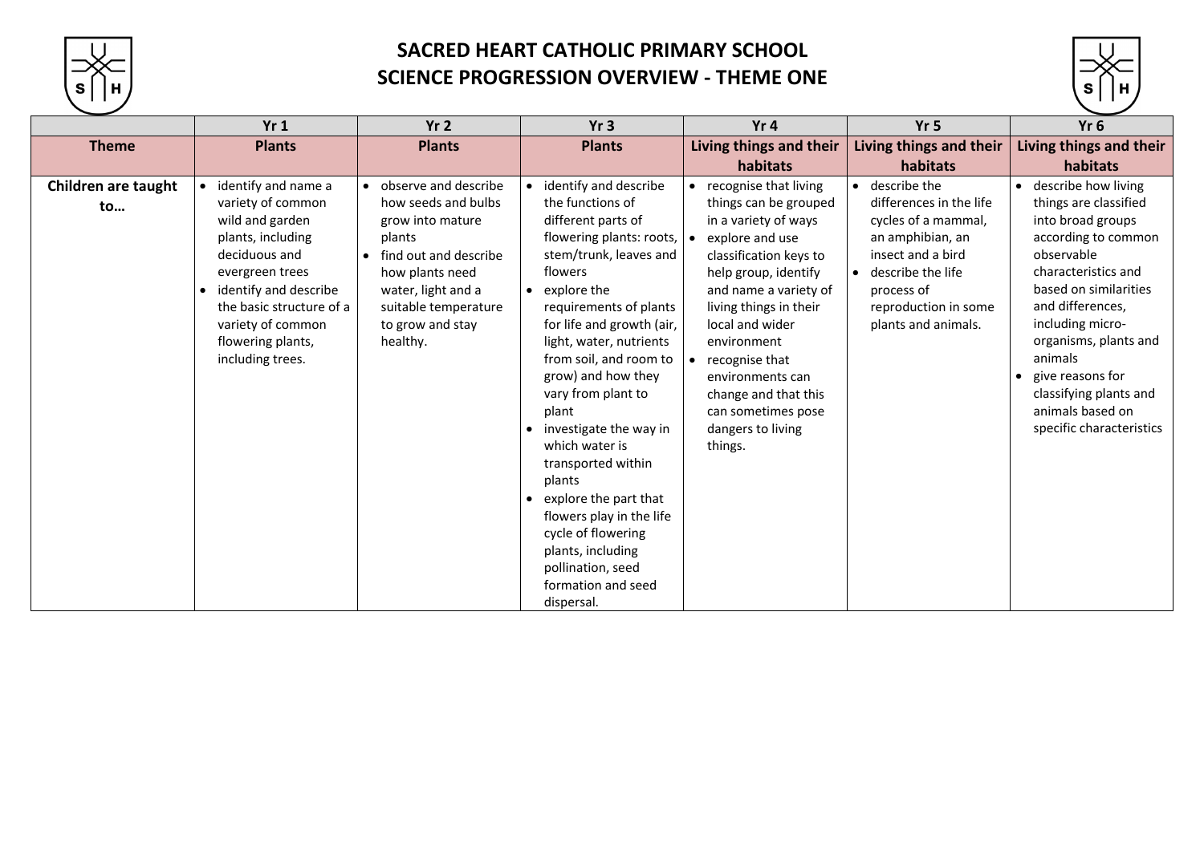# SACRED HEART CATHOLIC PRIMARY SCHOOL
# SCIENCE PROGRESSION OVERVIEW - THEME ONE

| | Yr 1 | Yr 2 | Yr 3 | Yr 4 | Yr 5 | Yr 6 |
|---|---|---|---|---|---|---|
| **Theme** | **Plants** | **Plants** | **Plants** | **Living things and their habitats** | **Living things and their habitats** | **Living things and their habitats** |
| **Children are taught to…** | • identify and name a variety of common wild and garden plants, including deciduous and evergreen trees<br>• identify and describe the basic structure of a variety of common flowering plants, including trees. | • observe and describe how seeds and bulbs grow into mature plants<br>• find out and describe how plants need water, light and a suitable temperature to grow and stay healthy. | • identify and describe the functions of different parts of flowering plants: roots, stem/trunk, leaves and flowers<br>• explore the requirements of plants for life and growth (air, light, water, nutrients from soil, and room to grow) and how they vary from plant to plant<br>• investigate the way in which water is transported within plants<br>• explore the part that flowers play in the life cycle of flowering plants, including pollination, seed formation and seed dispersal. | • recognise that living things can be grouped in a variety of ways<br>• explore and use classification keys to help group, identify and name a variety of living things in their local and wider environment<br>• recognise that environments can change and that this can sometimes pose dangers to living things. | • describe the differences in the life cycles of a mammal, an amphibian, an insect and a bird<br>• describe the life process of reproduction in some plants and animals. | • describe how living things are classified into broad groups according to common observable characteristics and based on similarities and differences, including micro-organisms, plants and animals<br>• give reasons for classifying plants and animals based on specific characteristics |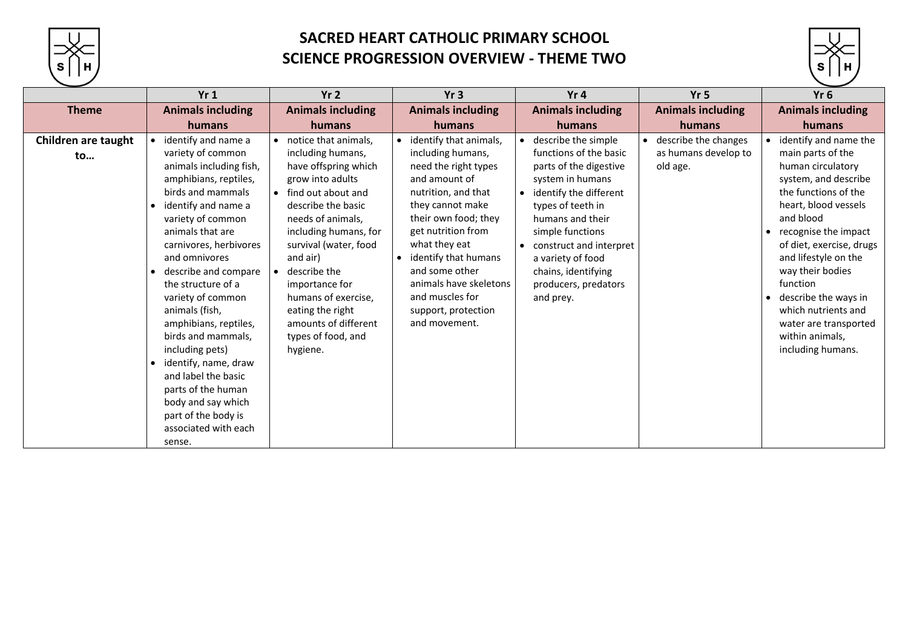# SACRED HEART CATHOLIC PRIMARY SCHOOL
# SCIENCE PROGRESSION OVERVIEW - THEME TWO

| | Yr 1 | Yr 2 | Yr 3 | Yr 4 | Yr 5 | Yr 6 |
|---|---|---|---|---|---|---|
| **Theme** | **Animals including humans** | **Animals including humans** | **Animals including humans** | **Animals including humans** | **Animals including humans** | **Animals including humans** |
| **Children are taught to…** | • identify and name a variety of common animals including fish, amphibians, reptiles, birds and mammals<br>• identify and name a variety of common animals that are carnivores, herbivores and omnivores<br>• describe and compare the structure of a variety of common animals (fish, amphibians, reptiles, birds and mammals, including pets)<br>• identify, name, draw and label the basic parts of the human body and say which part of the body is associated with each sense. | • notice that animals, including humans, have offspring which grow into adults<br>• find out about and describe the basic needs of animals, including humans, for survival (water, food and air)<br>• describe the importance for humans of exercise, eating the right amounts of different types of food, and hygiene. | • identify that animals, including humans, need the right types and amount of nutrition, and that they cannot make their own food; they get nutrition from what they eat<br>• identify that humans and some other animals have skeletons and muscles for support, protection and movement. | • describe the simple functions of the basic parts of the digestive system in humans<br>• identify the different types of teeth in humans and their simple functions<br>• construct and interpret a variety of food chains, identifying producers, predators and prey. | • describe the changes as humans develop to old age. | • identify and name the main parts of the human circulatory system, and describe the functions of the heart, blood vessels and blood<br>• recognise the impact of diet, exercise, drugs and lifestyle on the way their bodies function<br>• describe the ways in which nutrients and water are transported within animals, including humans. |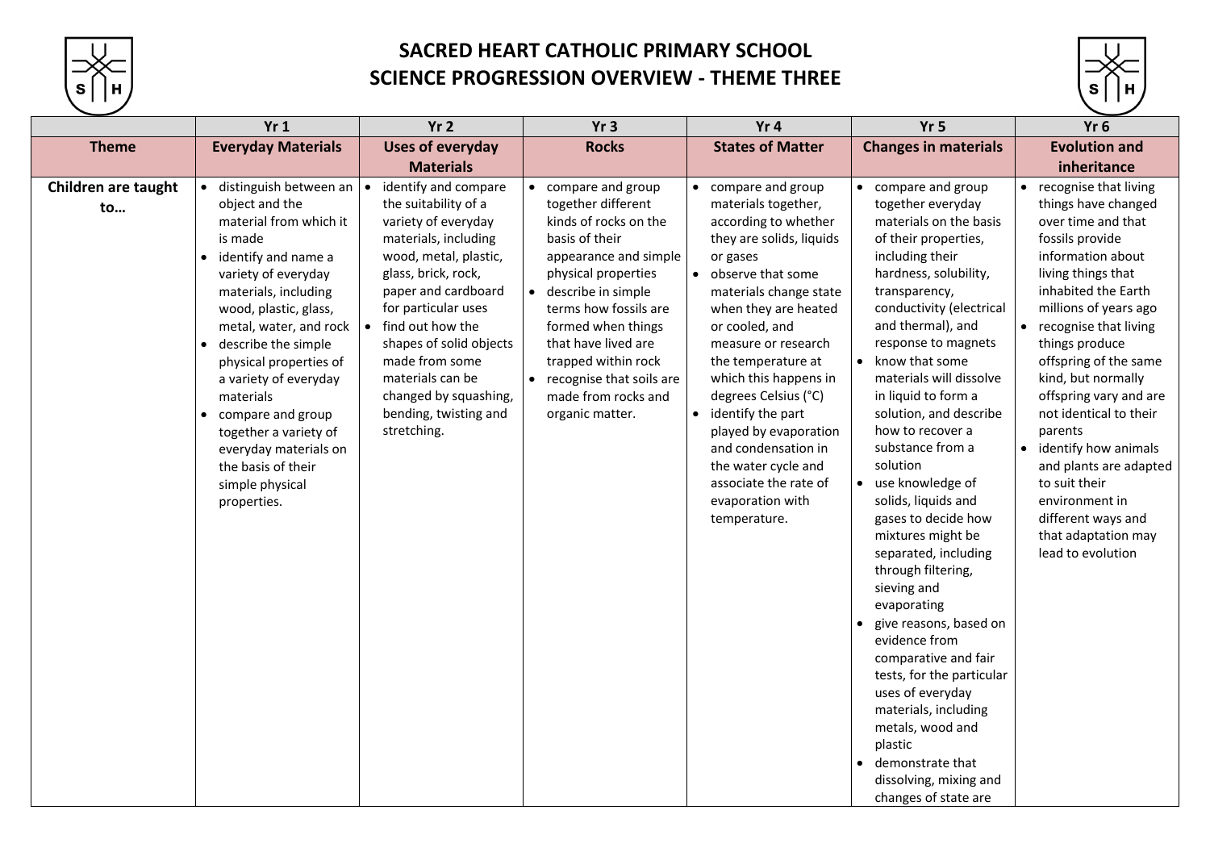# SACRED HEART CATHOLIC PRIMARY SCHOOL
## SCIENCE PROGRESSION OVERVIEW - THEME THREE

| | Yr 1 | Yr 2 | Yr 3 | Yr 4 | Yr 5 | Yr 6 |
|---|---|---|---|---|---|---|
| **Theme** | **Everyday Materials** | **Uses of everyday Materials** | **Rocks** | **States of Matter** | **Changes in materials** | **Evolution and inheritance** |
| **Children are taught to…** | • distinguish between an object and the material from which it is made<br>• identify and name a variety of everyday materials, including wood, plastic, glass, metal, water, and rock<br>• describe the simple physical properties of a variety of everyday materials<br>• compare and group together a variety of everyday materials on the basis of their simple physical properties. | • identify and compare the suitability of a variety of everyday materials, including wood, metal, plastic, glass, brick, rock, paper and cardboard for particular uses<br>• find out how the shapes of solid objects made from some materials can be changed by squashing, bending, twisting and stretching. | • compare and group together different kinds of rocks on the basis of their appearance and simple physical properties<br>• describe in simple terms how fossils are formed when things that have lived are trapped within rock<br>• recognise that soils are made from rocks and organic matter. | • compare and group materials together, according to whether they are solids, liquids or gases<br>• observe that some materials change state when they are heated or cooled, and measure or research the temperature at which this happens in degrees Celsius (°C)<br>• identify the part played by evaporation and condensation in the water cycle and associate the rate of evaporation with temperature. | • compare and group together everyday materials on the basis of their properties, including their hardness, solubility, transparency, conductivity (electrical and thermal), and response to magnets<br>• know that some materials will dissolve in liquid to form a solution, and describe how to recover a substance from a solution<br>• use knowledge of solids, liquids and gases to decide how mixtures might be separated, including through filtering, sieving and evaporating<br>• give reasons, based on evidence from comparative and fair tests, for the particular uses of everyday materials, including metals, wood and plastic<br>• demonstrate that dissolving, mixing and changes of state are | • recognise that living things have changed over time and that fossils provide information about living things that inhabited the Earth millions of years ago<br>• recognise that living things produce offspring of the same kind, but normally offspring vary and are not identical to their parents<br>• identify how animals and plants are adapted to suit their environment in different ways and that adaptation may lead to evolution |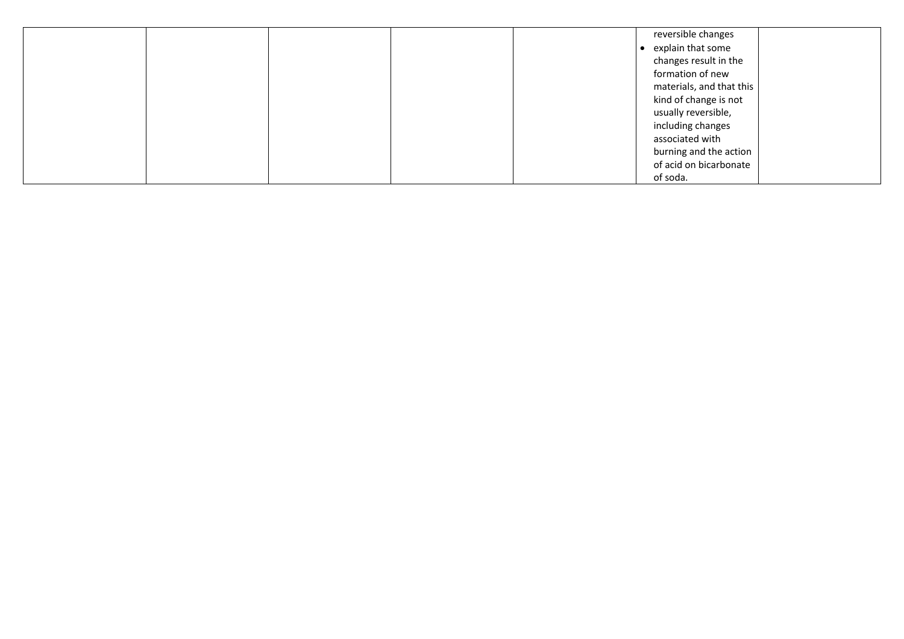| | | | | | | |
|---|---|---|---|---|---|---|
| | | | | | reversible changes<br>• explain that some changes result in the formation of new materials, and that this kind of change is not usually reversible, including changes associated with burning and the action of acid on bicarbonate of soda. | |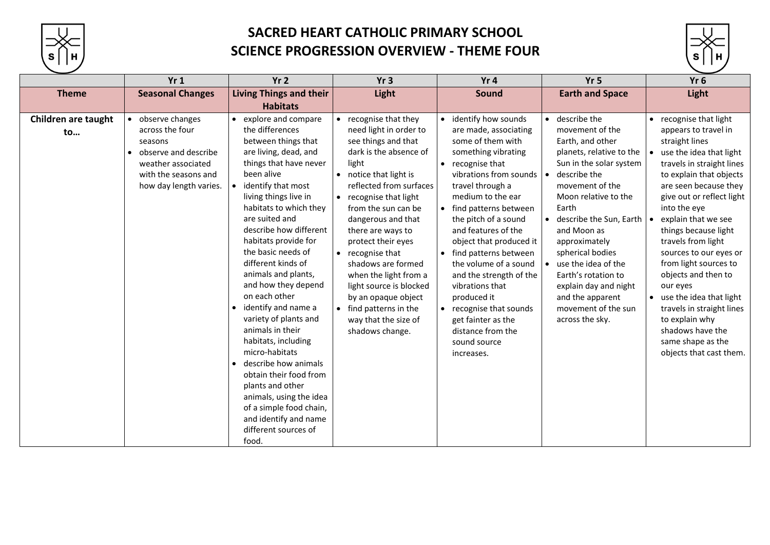# SACRED HEART CATHOLIC PRIMARY SCHOOL
## SCIENCE PROGRESSION OVERVIEW - THEME FOUR

| | Yr 1 | Yr 2 | Yr 3 | Yr 4 | Yr 5 | Yr 6 |
|---|---|---|---|---|---|---|
| **Theme** | **Seasonal Changes** | **Living Things and their Habitats** | **Light** | **Sound** | **Earth and Space** | **Light** |
| **Children are taught to…** | • observe changes across the four seasons<br>• observe and describe weather associated with the seasons and how day length varies. | • explore and compare the differences between things that are living, dead, and things that have never been alive<br>• identify that most living things live in habitats to which they are suited and describe how different habitats provide for the basic needs of different kinds of animals and plants, and how they depend on each other<br>• identify and name a variety of plants and animals in their habitats, including micro-habitats<br>• describe how animals obtain their food from plants and other animals, using the idea of a simple food chain, and identify and name different sources of food. | • recognise that they need light in order to see things and that dark is the absence of light<br>• notice that light is reflected from surfaces<br>• recognise that light from the sun can be dangerous and that there are ways to protect their eyes<br>• recognise that shadows are formed when the light from a light source is blocked by an opaque object<br>• find patterns in the way that the size of shadows change. | • identify how sounds are made, associating some of them with something vibrating<br>• recognise that vibrations from sounds travel through a medium to the ear<br>• find patterns between the pitch of a sound and features of the object that produced it<br>• find patterns between the volume of a sound and the strength of the vibrations that produced it<br>• recognise that sounds get fainter as the distance from the sound source increases. | • describe the movement of the Earth, and other planets, relative to the Sun in the solar system<br>• describe the movement of the Moon relative to the Earth<br>• describe the Sun, Earth and Moon as approximately spherical bodies<br>• use the idea of the Earth's rotation to explain day and night and the apparent movement of the sun across the sky. | • recognise that light appears to travel in straight lines<br>• use the idea that light travels in straight lines to explain that objects are seen because they give out or reflect light into the eye<br>• explain that we see things because light travels from light sources to our eyes or from light sources to objects and then to our eyes<br>• use the idea that light travels in straight lines to explain why shadows have the same shape as the objects that cast them. |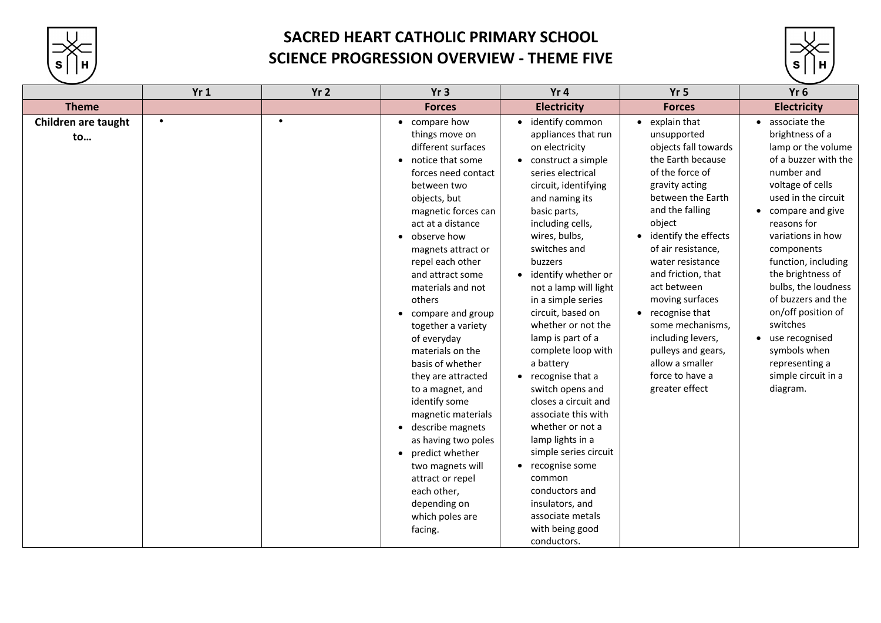# SACRED HEART CATHOLIC PRIMARY SCHOOL
# SCIENCE PROGRESSION OVERVIEW - THEME FIVE

| | Yr 1 | Yr 2 | Yr 3 | Yr 4 | Yr 5 | Yr 6 |
|---|---|---|---|---|---|---|
| **Theme** | | | **Forces** | **Electricity** | **Forces** | **Electricity** |
| **Children are taught to…** | • | • | • compare how things move on different surfaces<br>• notice that some forces need contact between two objects, but magnetic forces can act at a distance<br>• observe how magnets attract or repel each other and attract some materials and not others<br>• compare and group together a variety of everyday materials on the basis of whether they are attracted to a magnet, and identify some magnetic materials<br>• describe magnets as having two poles<br>• predict whether two magnets will attract or repel each other, depending on which poles are facing. | • identify common appliances that run on electricity<br>• construct a simple series electrical circuit, identifying and naming its basic parts, including cells, wires, bulbs, switches and buzzers<br>• identify whether or not a lamp will light in a simple series circuit, based on whether or not the lamp is part of a complete loop with a battery<br>• recognise that a switch opens and closes a circuit and associate this with whether or not a lamp lights in a simple series circuit<br>• recognise some common conductors and insulators, and associate metals with being good conductors. | • explain that unsupported objects fall towards the Earth because of the force of gravity acting between the Earth and the falling object<br>• identify the effects of air resistance, water resistance and friction, that act between moving surfaces<br>• recognise that some mechanisms, including levers, pulleys and gears, allow a smaller force to have a greater effect | • associate the brightness of a lamp or the volume of a buzzer with the number and voltage of cells used in the circuit<br>• compare and give reasons for variations in how components function, including the brightness of bulbs, the loudness of buzzers and the on/off position of switches<br>• use recognised symbols when representing a simple circuit in a diagram. |